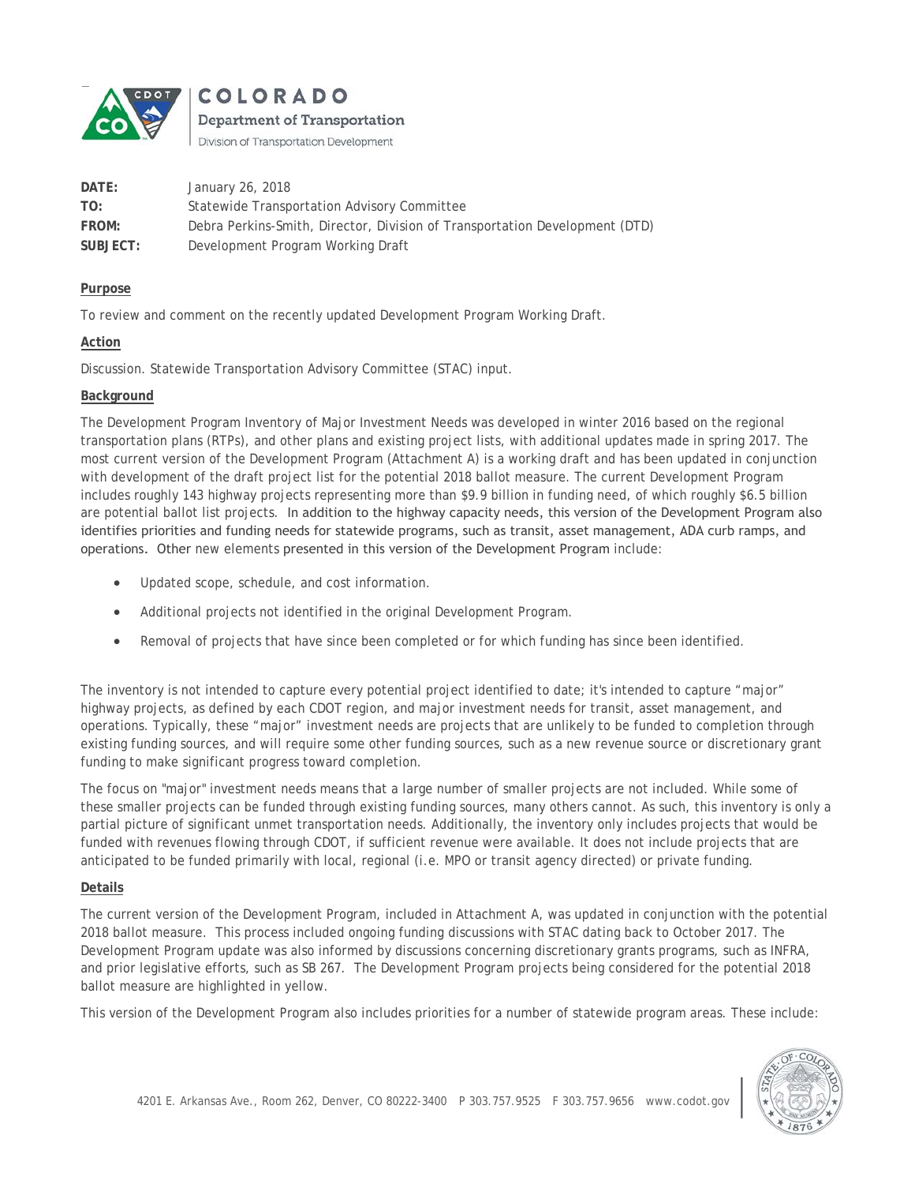**COLORADO**
**Department of Transportation**
Division of Transportation Development

| | |
|---|---|
| **DATE:** | January 26, 2018 |
| **TO:** | Statewide Transportation Advisory Committee |
| **FROM:** | Debra Perkins-Smith, Director, Division of Transportation Development (DTD) |
| **SUBJECT:** | Development Program Working Draft |

**Purpose**

To review and comment on the recently updated Development Program Working Draft.

**Action**

Discussion. Statewide Transportation Advisory Committee (STAC) input.

**Background**

The Development Program Inventory of Major Investment Needs was developed in winter 2016 based on the regional transportation plans (RTPs), and other plans and existing project lists, with additional updates made in spring 2017. The most current version of the Development Program (Attachment A) is a working draft and has been updated in conjunction with development of the draft project list for the potential 2018 ballot measure. The current Development Program includes roughly 143 highway projects representing more than $9.9 billion in funding need, of which roughly $6.5 billion are potential ballot list projects. In addition to the highway capacity needs, this version of the Development Program also identifies priorities and funding needs for statewide programs, such as transit, asset management, ADA curb ramps, and operations. Other new elements presented in this version of the Development Program include:

- Updated scope, schedule, and cost information.
- Additional projects not identified in the original Development Program.
- Removal of projects that have since been completed or for which funding has since been identified.

The inventory is not intended to capture every potential project identified to date; it's intended to capture "major" highway projects, as defined by each CDOT region, and major investment needs for transit, asset management, and operations. Typically, these "major" investment needs are projects that are unlikely to be funded to completion through existing funding sources, and will require some other funding sources, such as a new revenue source or discretionary grant funding to make significant progress toward completion.

The focus on "major" investment needs means that a large number of smaller projects are not included. While some of these smaller projects can be funded through existing funding sources, many others cannot. As such, this inventory is only a partial picture of significant unmet transportation needs. Additionally, the inventory only includes projects that would be funded with revenues flowing through CDOT, if sufficient revenue were available. It does not include projects that are anticipated to be funded primarily with local, regional (i.e. MPO or transit agency directed) or private funding.

**Details**

The current version of the Development Program, included in Attachment A, was updated in conjunction with the potential 2018 ballot measure. This process included ongoing funding discussions with STAC dating back to October 2017. The Development Program update was also informed by discussions concerning discretionary grants programs, such as INFRA, and prior legislative efforts, such as SB 267. The Development Program projects being considered for the potential 2018 ballot measure are highlighted in yellow.

This version of the Development Program also includes priorities for a number of statewide program areas. These include: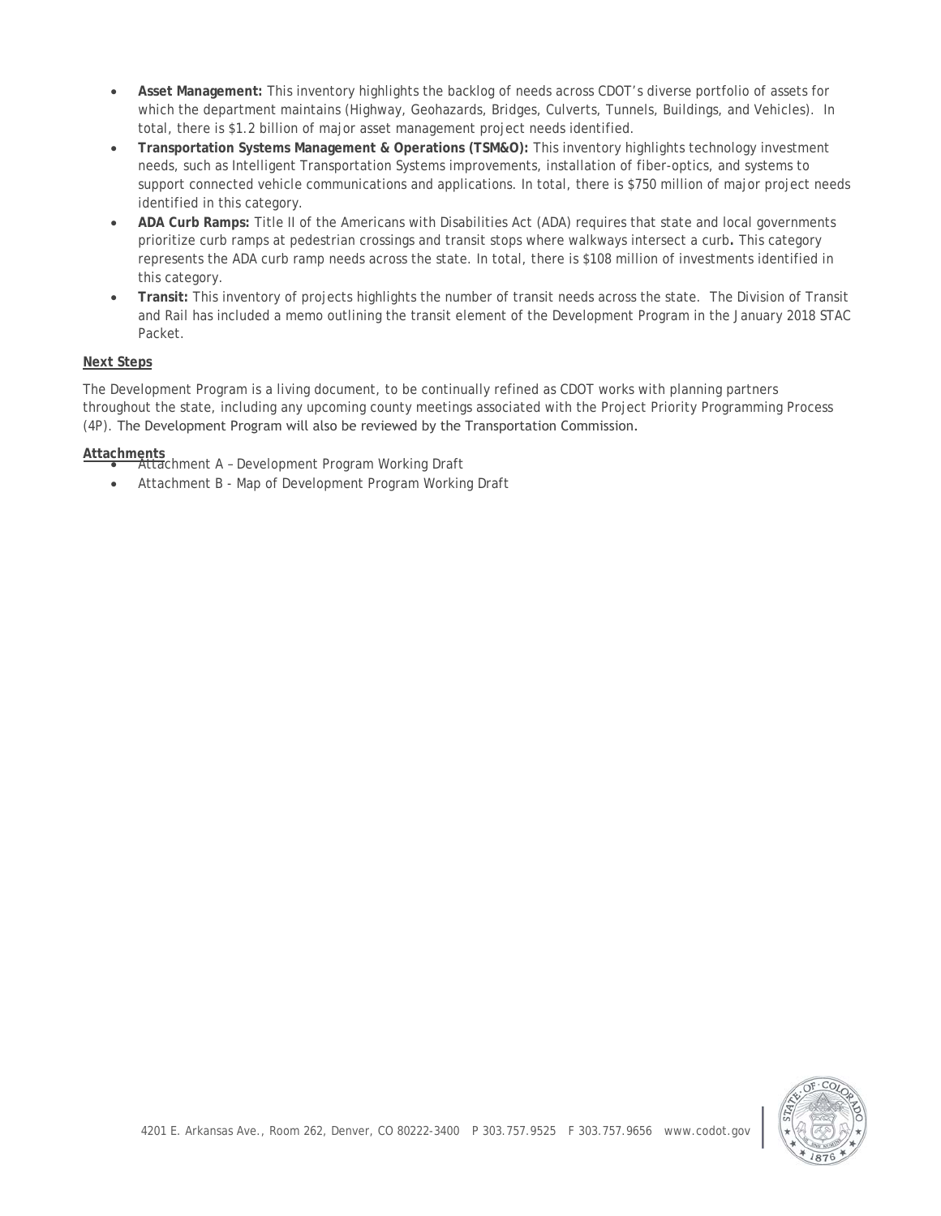- **Asset Management:** This inventory highlights the backlog of needs across CDOT's diverse portfolio of assets for which the department maintains (Highway, Geohazards, Bridges, Culverts, Tunnels, Buildings, and Vehicles). In total, there is $1.2 billion of major asset management project needs identified.
- **Transportation Systems Management & Operations (TSM&O):** This inventory highlights technology investment needs, such as Intelligent Transportation Systems improvements, installation of fiber-optics, and systems to support connected vehicle communications and applications. In total, there is $750 million of major project needs identified in this category.
- **ADA Curb Ramps:** Title II of the Americans with Disabilities Act (ADA) requires that state and local governments prioritize curb ramps at pedestrian crossings and transit stops where walkways intersect a curb**.** This category represents the ADA curb ramp needs across the state. In total, there is $108 million of investments identified in this category.
- **Transit:** This inventory of projects highlights the number of transit needs across the state. The Division of Transit and Rail has included a memo outlining the transit element of the Development Program in the January 2018 STAC Packet.

**Next Steps**

The Development Program is a living document, to be continually refined as CDOT works with planning partners throughout the state, including any upcoming county meetings associated with the Project Priority Programming Process (4P). The Development Program will also be reviewed by the Transportation Commission.

**Attachments**

- Attachment A – Development Program Working Draft
- Attachment B - Map of Development Program Working Draft